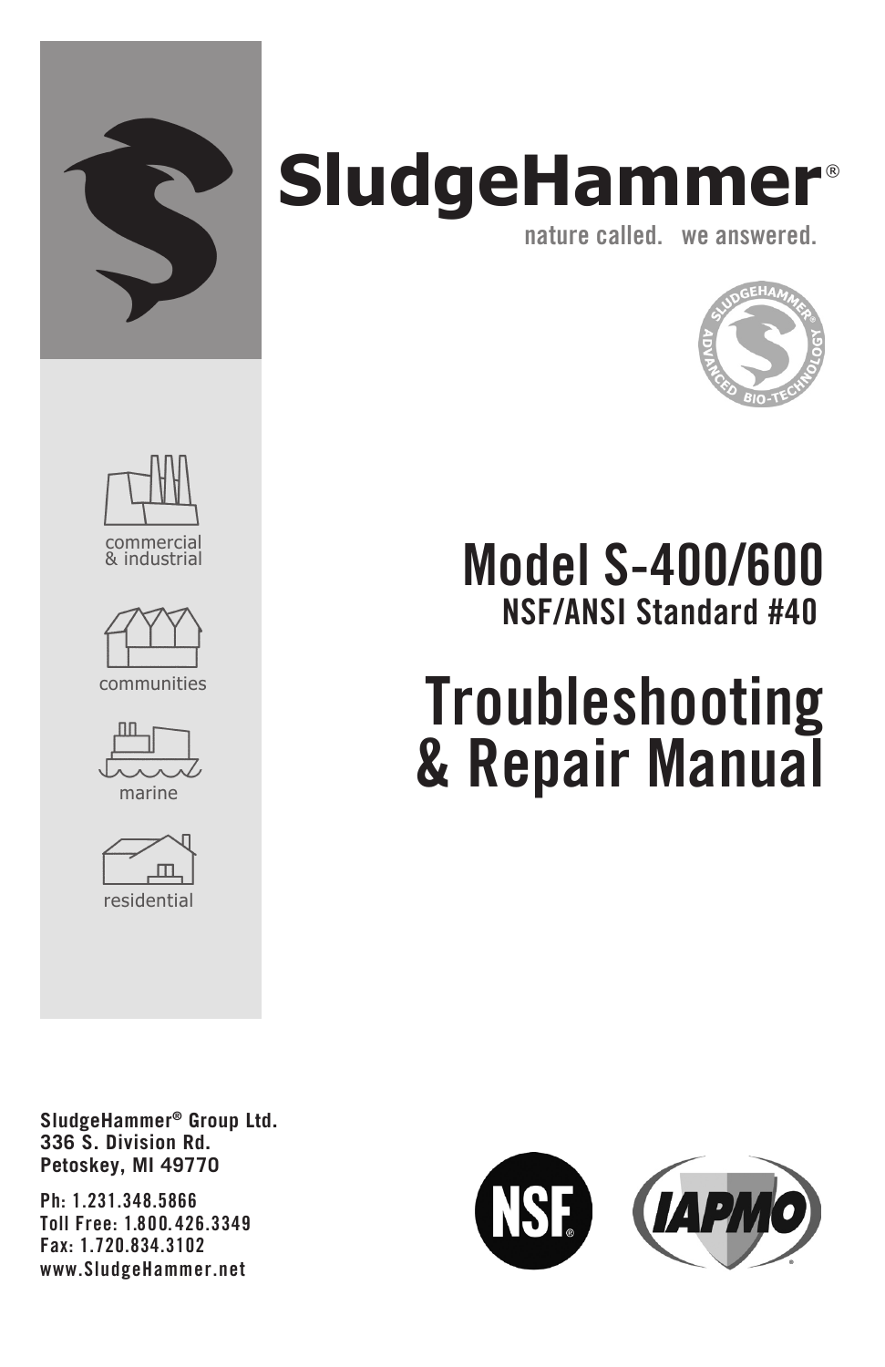# SludgeHammer®

nature called. we answered.

commercial & industrial

communities

marine

residential

## Model S-400/600

### NSF/ANSI Standard #40

# Troubleshooting & Repair Manual

**SludgeHammer® Group Ltd.**
**336 S. Division Rd.**
**Petoskey, MI 49770**

**Ph: 1.231.348.5866**
**Toll Free: 1.800.426.3349**
**Fax: 1.720.834.3102**
**www.SludgeHammer.net**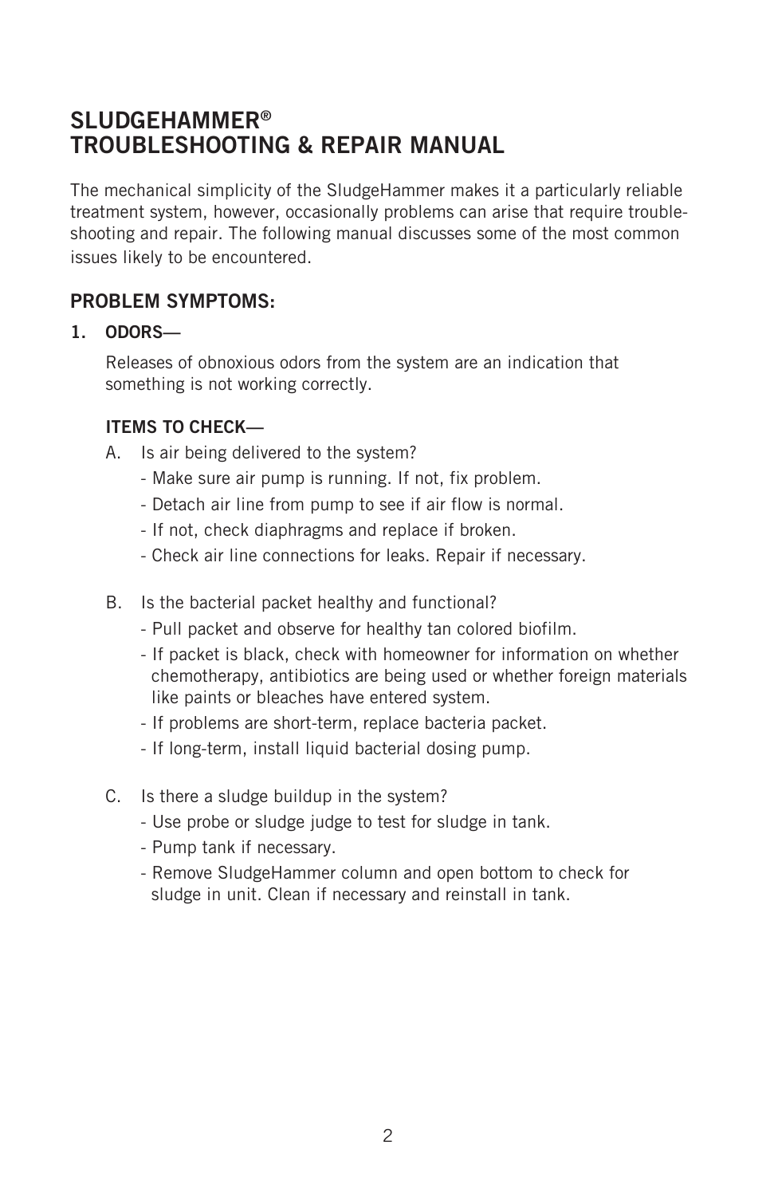# SLUDGEHAMMER®
# TROUBLESHOOTING & REPAIR MANUAL

The mechanical simplicity of the SludgeHammer makes it a particularly reliable treatment system, however, occasionally problems can arise that require troubleshooting and repair. The following manual discusses some of the most common issues likely to be encountered.

## PROBLEM SYMPTOMS:

### 1. ODORS—

Releases of obnoxious odors from the system are an indication that something is not working correctly.

#### ITEMS TO CHECK—

A. Is air being delivered to the system?

- Make sure air pump is running. If not, fix problem.
- Detach air line from pump to see if air flow is normal.
- If not, check diaphragms and replace if broken.
- Check air line connections for leaks. Repair if necessary.

B. Is the bacterial packet healthy and functional?

- Pull packet and observe for healthy tan colored biofilm.
- If packet is black, check with homeowner for information on whether chemotherapy, antibiotics are being used or whether foreign materials like paints or bleaches have entered system.
- If problems are short-term, replace bacteria packet.
- If long-term, install liquid bacterial dosing pump.

C. Is there a sludge buildup in the system?

- Use probe or sludge judge to test for sludge in tank.
- Pump tank if necessary.
- Remove SludgeHammer column and open bottom to check for sludge in unit. Clean if necessary and reinstall in tank.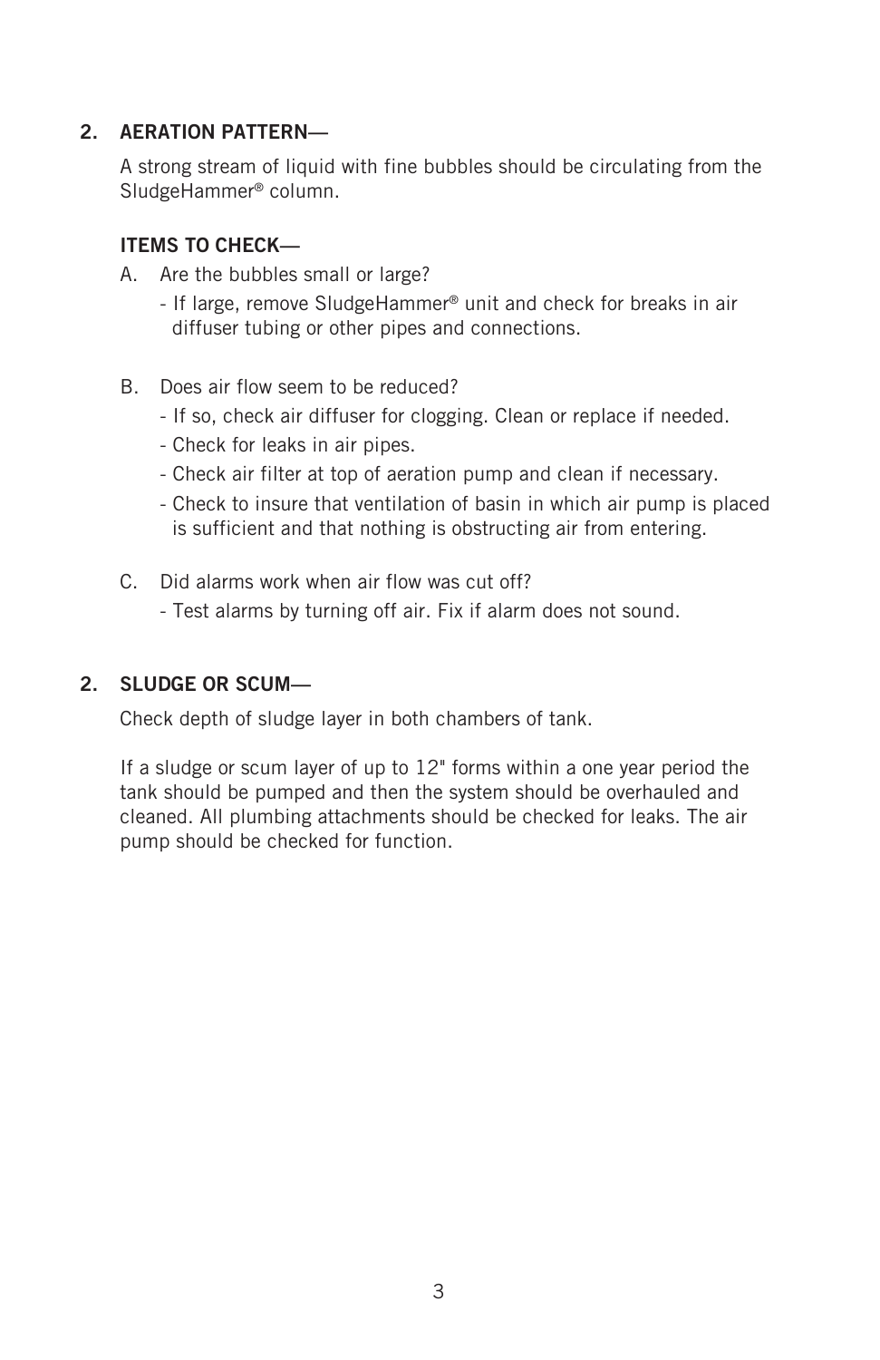## 2. AERATION PATTERN—

A strong stream of liquid with fine bubbles should be circulating from the SludgeHammer® column.

### ITEMS TO CHECK—

A. Are the bubbles small or large?
   - If large, remove SludgeHammer® unit and check for breaks in air diffuser tubing or other pipes and connections.

B. Does air flow seem to be reduced?
   - If so, check air diffuser for clogging. Clean or replace if needed.
   - Check for leaks in air pipes.
   - Check air filter at top of aeration pump and clean if necessary.
   - Check to insure that ventilation of basin in which air pump is placed is sufficient and that nothing is obstructing air from entering.

C. Did alarms work when air flow was cut off?
   - Test alarms by turning off air. Fix if alarm does not sound.

## 2. SLUDGE OR SCUM—

Check depth of sludge layer in both chambers of tank.

If a sludge or scum layer of up to 12" forms within a one year period the tank should be pumped and then the system should be overhauled and cleaned. All plumbing attachments should be checked for leaks. The air pump should be checked for function.